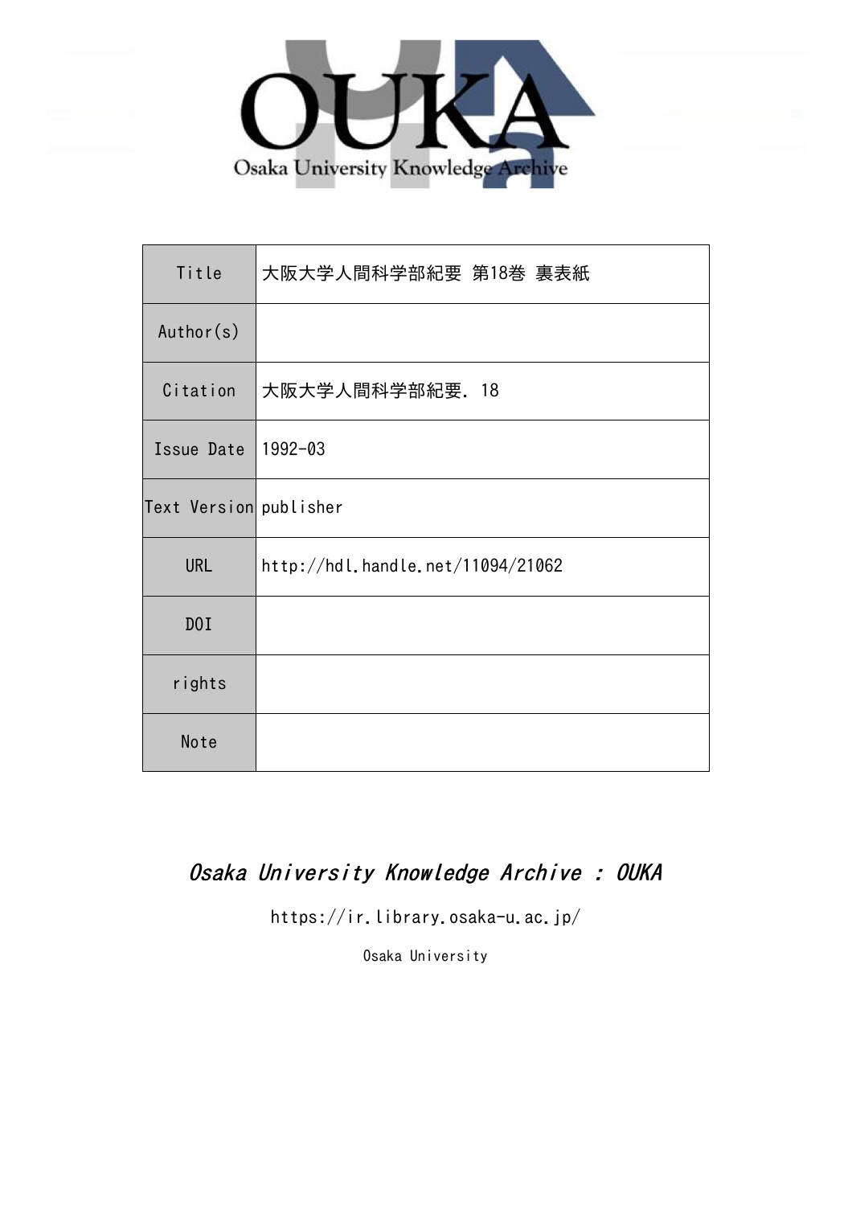OUKA

Osaka University Knowledge Archive

| Title | 大阪大学人間科学部紀要 第18巻 裏表紙 |
|---|---|
| Author(s) | |
| Citation | 大阪大学人間科学部紀要. 18 |
| Issue Date | 1992-03 |
| Text Version | publisher |
| URL | http://hdl.handle.net/11094/21062 |
| DOI | |
| rights | |
| Note | |

*Osaka University Knowledge Archive : OUKA*

https://ir.library.osaka-u.ac.jp/

Osaka University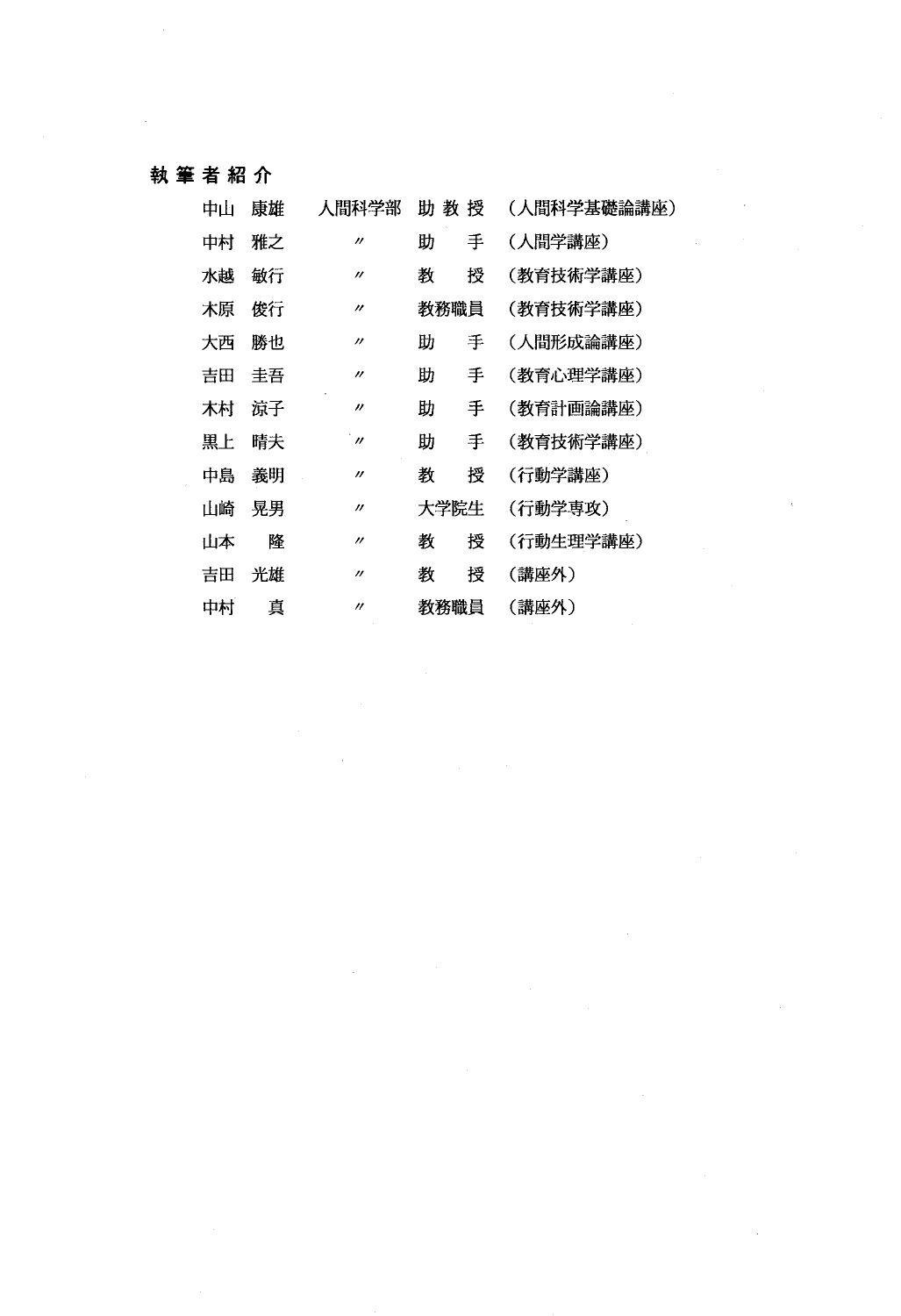## 執筆者紹介

| | | | |
|---|---|---|---|
| 中山 康雄 | 人間科学部 | 助 教 授 | (人間科学基礎論講座) |
| 中村 雅之 | 〃 | 助　　手 | (人間学講座) |
| 水越 敏行 | 〃 | 教　　授 | (教育技術学講座) |
| 木原 俊行 | 〃 | 教務職員 | (教育技術学講座) |
| 大西 勝也 | 〃 | 助　　手 | (人間形成論講座) |
| 吉田 圭吾 | 〃 | 助　　手 | (教育心理学講座) |
| 木村 涼子 | 〃 | 助　　手 | (教育計画論講座) |
| 黒上 晴夫 | 〃 | 助　　手 | (教育技術学講座) |
| 中島 義明 | 〃 | 教　　授 | (行動学講座) |
| 山崎 晃男 | 〃 | 大学院生 | (行動学専攻) |
| 山本　 隆 | 〃 | 教　　授 | (行動生理学講座) |
| 吉田 光雄 | 〃 | 教　　授 | (講座外) |
| 中村　 真 | 〃 | 教務職員 | (講座外) |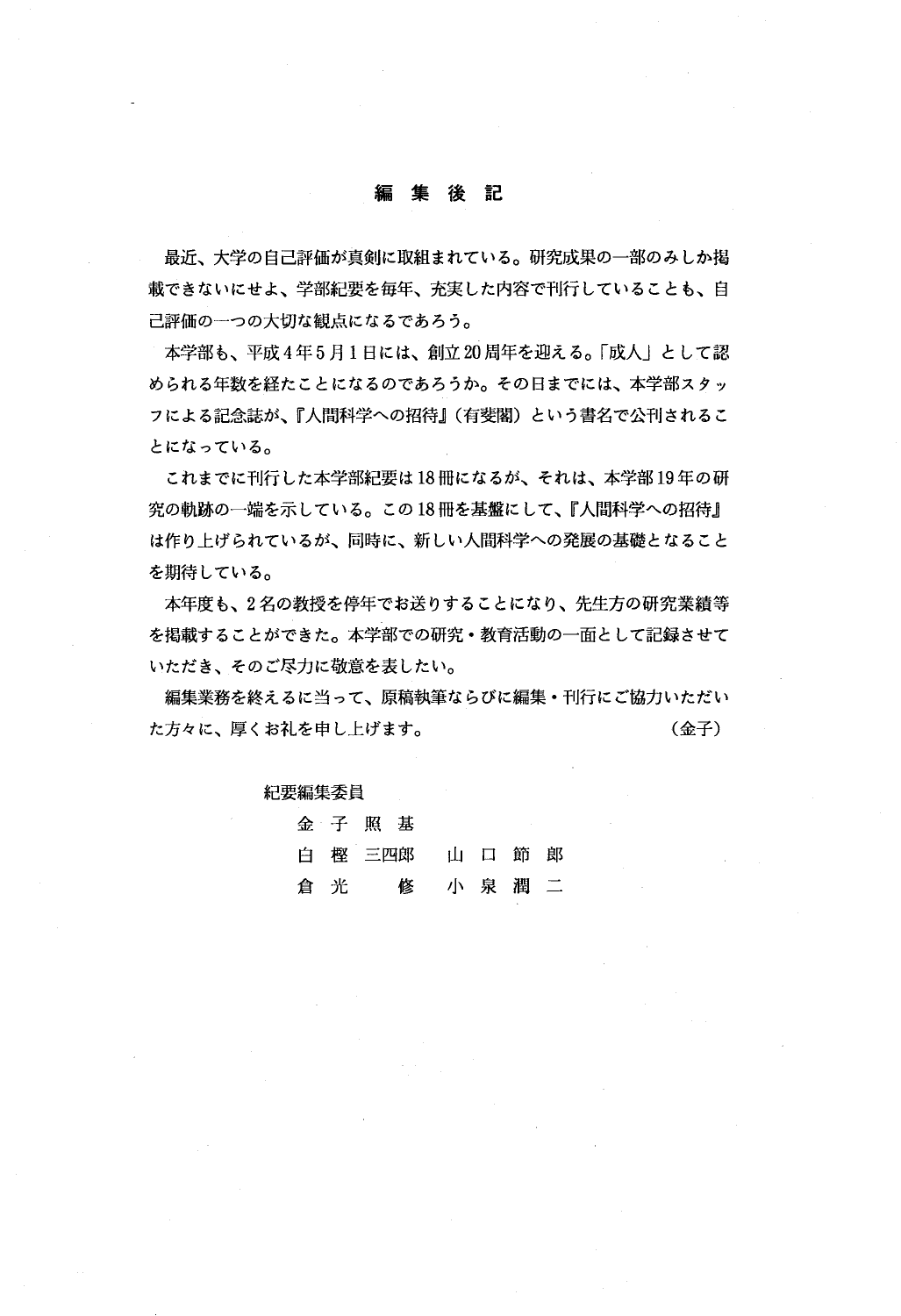# 編　集　後　記

最近、大学の自己評価が真剣に取組まれている。研究成果の一部のみしか掲載できないにせよ、学部紀要を毎年、充実した内容で刊行していることも、自己評価の一つの大切な観点になるであろう。

本学部も、平成4年5月1日には、創立20周年を迎える。「成人」として認められる年数を経たことになるのであろうか。その日までには、本学部スタッフによる記念誌が、『人間科学への招待』（有斐閣）という書名で公刊されることになっている。

これまでに刊行した本学部紀要は18冊になるが、それは、本学部19年の研究の軌跡の一端を示している。この18冊を基盤にして、『人間科学への招待』は作り上げられているが、同時に、新しい人間科学への発展の基礎となることを期待している。

本年度も、2名の教授を停年でお送りすることになり、先生方の研究業績等を掲載することができた。本学部での研究・教育活動の一面として記録させていただき、そのご尽力に敬意を表したい。

編集業務を終えるに当って、原稿執筆ならびに編集・刊行にご協力いただいた方々に、厚くお礼を申し上げます。　　　　　　　　　　（金子）

紀要編集委員

金子照基

白樫三四郎　　山口節郎

倉光　修　　小泉潤二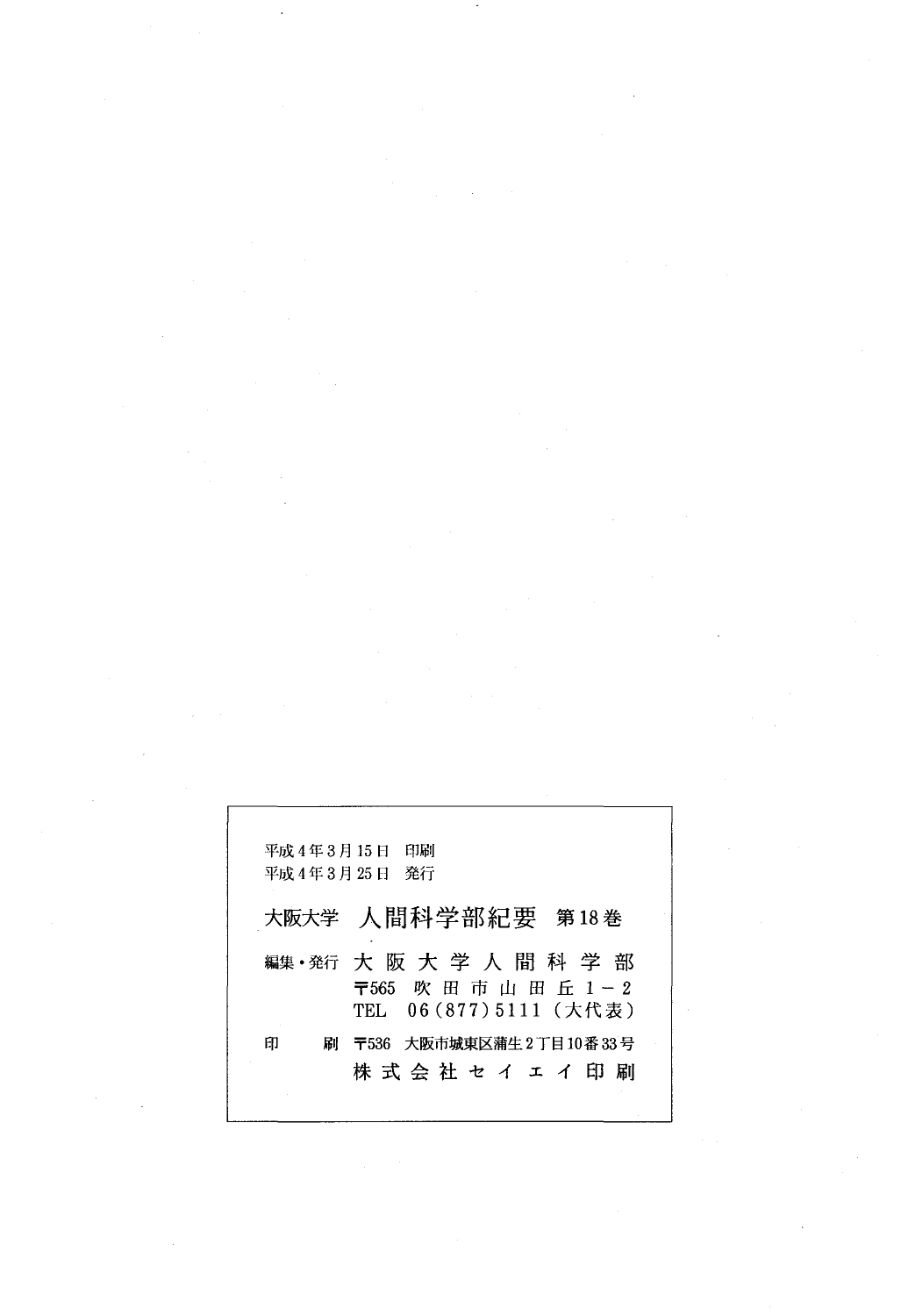平成4年3月15日　印刷
平成4年3月25日　発行

大阪大学　人間科学部紀要　第18巻

編集・発行　大 阪 大 学 人 間 科 学 部
〒565　吹 田 市 山 田 丘 1－2
TEL　06(877)5111（大代表）

印　　刷　〒536　大阪市城東区蒲生2丁目10番33号
株 式 会 社 セ イ エ イ 印 刷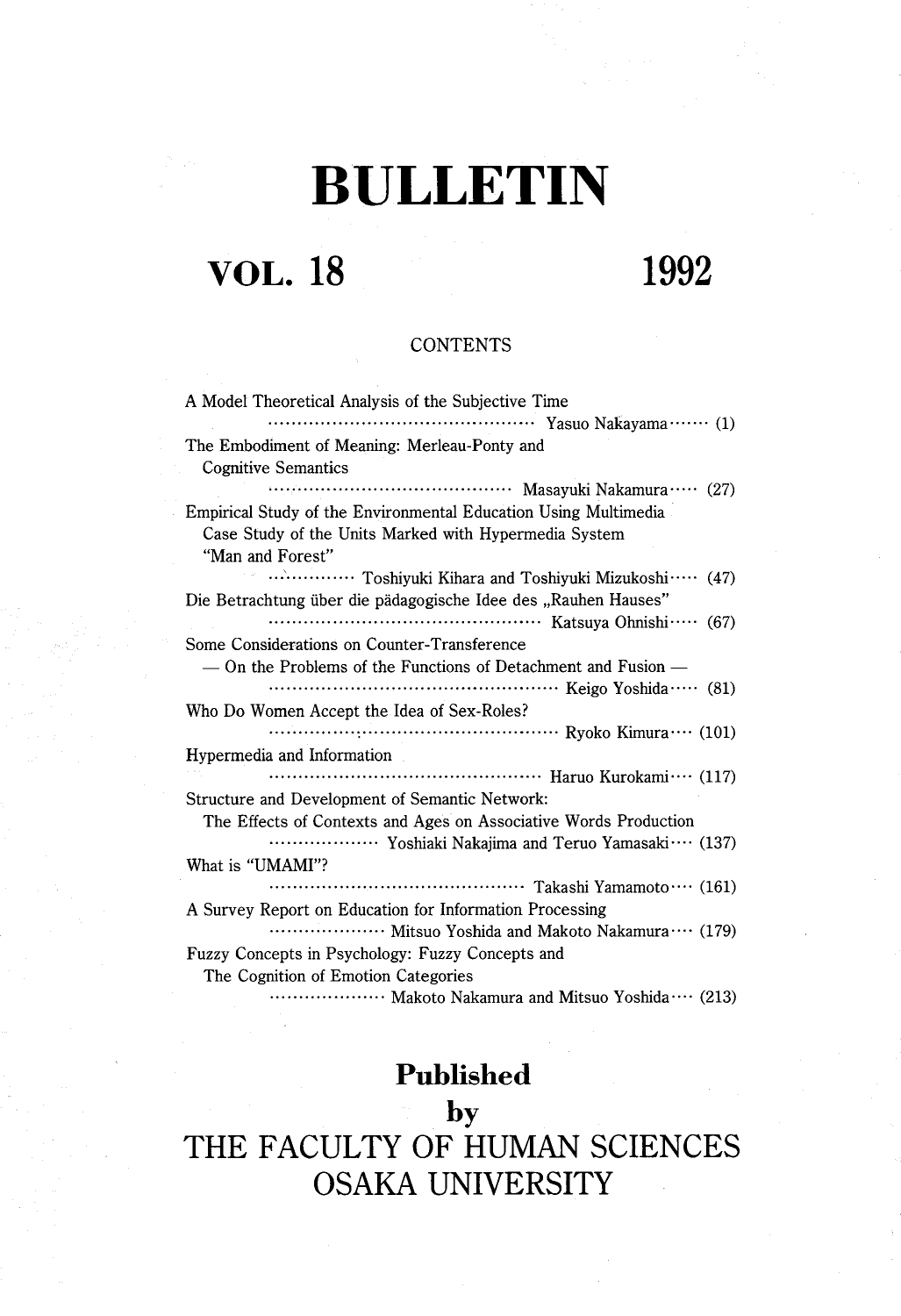# BULLETIN

## VOL. 18 1992

CONTENTS

A Model Theoretical Analysis of the Subjective Time
............................................... Yasuo Nakayama ....... (1)

The Embodiment of Meaning: Merleau-Ponty and Cognitive Semantics
............................................... Masayuki Nakamura ..... (27)

Empirical Study of the Environmental Education Using Multimedia Case Study of the Units Marked with Hypermedia System "Man and Forest"
.............. Toshiyuki Kihara and Toshiyuki Mizukoshi ..... (47)

Die Betrachtung über die pädagogische Idee des „Rauhen Hauses"
............................................... Katsuya Ohnishi ..... (67)

Some Considerations on Counter-Transference — On the Problems of the Functions of Detachment and Fusion —
............................................... Keigo Yoshida ..... (81)

Who Do Women Accept the Idea of Sex-Roles?
............................................... Ryoko Kimura .... (101)

Hypermedia and Information
............................................... Haruo Kurokami .... (117)

Structure and Development of Semantic Network: The Effects of Contexts and Ages on Associative Words Production
.................. Yoshiaki Nakajima and Teruo Yamasaki .... (137)

What is "UMAMI"?
............................................... Takashi Yamamoto .... (161)

A Survey Report on Education for Information Processing
.................... Mitsuo Yoshida and Makoto Nakamura .... (179)

Fuzzy Concepts in Psychology: Fuzzy Concepts and The Cognition of Emotion Categories
.................... Makoto Nakamura and Mitsuo Yoshida .... (213)

**Published**

**by**

THE FACULTY OF HUMAN SCIENCES
OSAKA UNIVERSITY